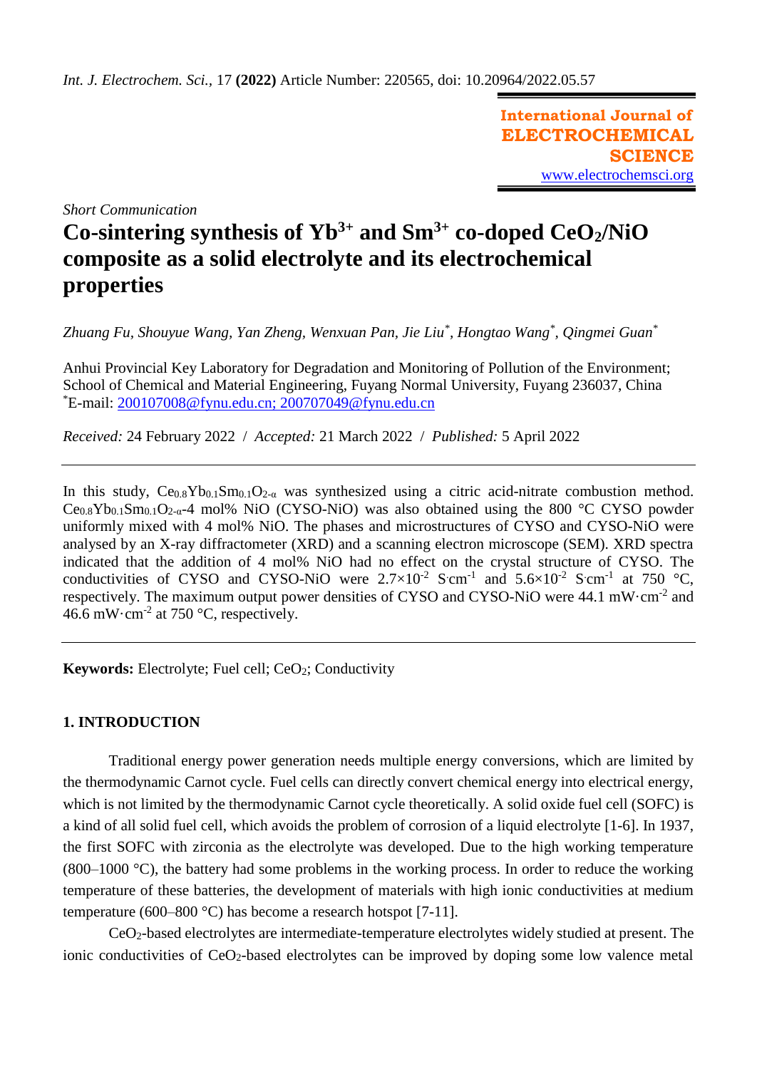*Int. J. Electrochem. Sci.*, 17 **(2022)** Article Number: 220565, doi: 10.20964/2022.05.57

**International Journal of ELECTROCHEMICAL SCIENCE**
www.electrochemsci.org

*Short Communication*

# Co-sintering synthesis of $Yb^{3+}$ and $Sm^{3+}$ co-doped $CeO_2$/NiO composite as a solid electrolyte and its electrochemical properties

*Zhuang Fu, Shouyue Wang, Yan Zheng, Wenxuan Pan, Jie Liu\*, Hongtao Wang\*, Qingmei Guan\**

Anhui Provincial Key Laboratory for Degradation and Monitoring of Pollution of the Environment; School of Chemical and Material Engineering, Fuyang Normal University, Fuyang 236037, China
\*E-mail: 200107008@fynu.edu.cn; 200707049@fynu.edu.cn

*Received:* 24 February 2022 / *Accepted:* 21 March 2022 / *Published:* 5 April 2022

---

In this study, $Ce_{0.8}Yb_{0.1}Sm_{0.1}O_{2-\alpha}$ was synthesized using a citric acid-nitrate combustion method. $Ce_{0.8}Yb_{0.1}Sm_{0.1}O_{2-\alpha}$-4 mol% NiO (CYSO-NiO) was also obtained using the 800 °C CYSO powder uniformly mixed with 4 mol% NiO. The phases and microstructures of CYSO and CYSO-NiO were analysed by an X-ray diffractometer (XRD) and a scanning electron microscope (SEM). XRD spectra indicated that the addition of 4 mol% NiO had no effect on the crystal structure of CYSO. The conductivities of CYSO and CYSO-NiO were $2.7\times10^{-2}$ $S{\cdot}cm^{-1}$ and $5.6\times10^{-2}$ $S{\cdot}cm^{-1}$ at 750 °C, respectively. The maximum output power densities of CYSO and CYSO-NiO were 44.1 $mW{\cdot}cm^{-2}$ and 46.6 $mW{\cdot}cm^{-2}$ at 750 °C, respectively.

---

**Keywords:** Electrolyte; Fuel cell; $CeO_2$; Conductivity

## 1. INTRODUCTION

Traditional energy power generation needs multiple energy conversions, which are limited by the thermodynamic Carnot cycle. Fuel cells can directly convert chemical energy into electrical energy, which is not limited by the thermodynamic Carnot cycle theoretically. A solid oxide fuel cell (SOFC) is a kind of all solid fuel cell, which avoids the problem of corrosion of a liquid electrolyte [1-6]. In 1937, the first SOFC with zirconia as the electrolyte was developed. Due to the high working temperature (800–1000 °C), the battery had some problems in the working process. In order to reduce the working temperature of these batteries, the development of materials with high ionic conductivities at medium temperature (600–800 °C) has become a research hotspot [7-11].

$CeO_2$-based electrolytes are intermediate-temperature electrolytes widely studied at present. The ionic conductivities of $CeO_2$-based electrolytes can be improved by doping some low valence metal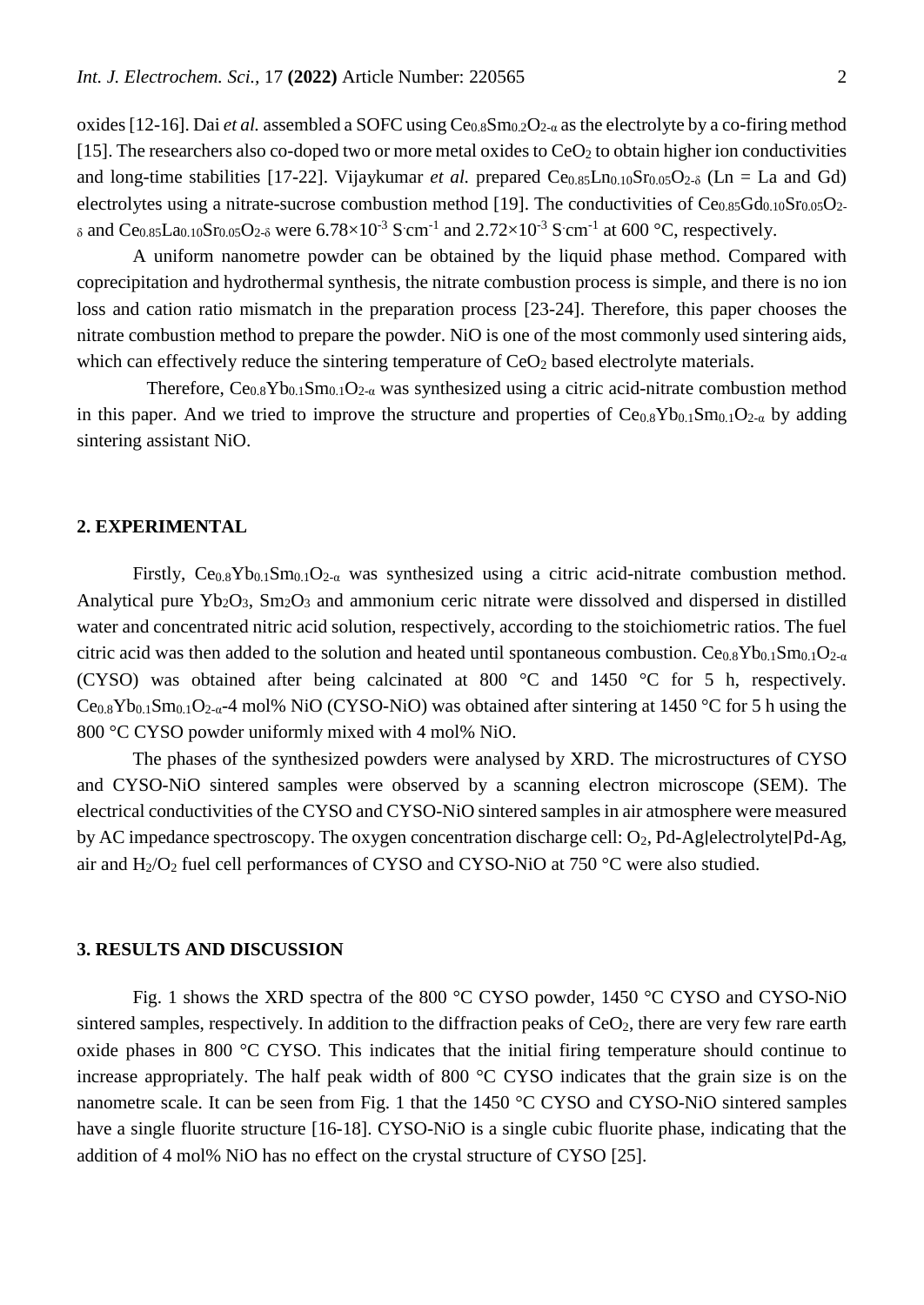oxides [12-16]. Dai *et al.* assembled a SOFC using $Ce_{0.8}Sm_{0.2}O_{2-\alpha}$ as the electrolyte by a co-firing method [15]. The researchers also co-doped two or more metal oxides to $CeO_2$ to obtain higher ion conductivities and long-time stabilities [17-22]. Vijaykumar *et al.* prepared $Ce_{0.85}Ln_{0.10}Sr_{0.05}O_{2-\delta}$ (Ln = La and Gd) electrolytes using a nitrate-sucrose combustion method [19]. The conductivities of $Ce_{0.85}Gd_{0.10}Sr_{0.05}O_{2-\delta}$ and $Ce_{0.85}La_{0.10}Sr_{0.05}O_{2-\delta}$ were $6.78\times10^{-3}$ $S{\cdot}cm^{-1}$ and $2.72\times10^{-3}$ $S{\cdot}cm^{-1}$ at 600 °C, respectively.

A uniform nanometre powder can be obtained by the liquid phase method. Compared with coprecipitation and hydrothermal synthesis, the nitrate combustion process is simple, and there is no ion loss and cation ratio mismatch in the preparation process [23-24]. Therefore, this paper chooses the nitrate combustion method to prepare the powder. NiO is one of the most commonly used sintering aids, which can effectively reduce the sintering temperature of $CeO_2$ based electrolyte materials.

Therefore, $Ce_{0.8}Yb_{0.1}Sm_{0.1}O_{2-\alpha}$ was synthesized using a citric acid-nitrate combustion method in this paper. And we tried to improve the structure and properties of $Ce_{0.8}Yb_{0.1}Sm_{0.1}O_{2-\alpha}$ by adding sintering assistant NiO.

## 2. EXPERIMENTAL

Firstly, $Ce_{0.8}Yb_{0.1}Sm_{0.1}O_{2-\alpha}$ was synthesized using a citric acid-nitrate combustion method. Analytical pure $Yb_2O_3$, $Sm_2O_3$ and ammonium ceric nitrate were dissolved and dispersed in distilled water and concentrated nitric acid solution, respectively, according to the stoichiometric ratios. The fuel citric acid was then added to the solution and heated until spontaneous combustion. $Ce_{0.8}Yb_{0.1}Sm_{0.1}O_{2-\alpha}$ (CYSO) was obtained after being calcinated at 800 °C and 1450 °C for 5 h, respectively. $Ce_{0.8}Yb_{0.1}Sm_{0.1}O_{2-\alpha}$-4 mol% NiO (CYSO-NiO) was obtained after sintering at 1450 °C for 5 h using the 800 °C CYSO powder uniformly mixed with 4 mol% NiO.

The phases of the synthesized powders were analysed by XRD. The microstructures of CYSO and CYSO-NiO sintered samples were observed by a scanning electron microscope (SEM). The electrical conductivities of the CYSO and CYSO-NiO sintered samples in air atmosphere were measured by AC impedance spectroscopy. The oxygen concentration discharge cell: $O_2$, Pd-Ag|electrolyte|Pd-Ag, air and $H_2/O_2$ fuel cell performances of CYSO and CYSO-NiO at 750 °C were also studied.

## 3. RESULTS AND DISCUSSION

Fig. 1 shows the XRD spectra of the 800 °C CYSO powder, 1450 °C CYSO and CYSO-NiO sintered samples, respectively. In addition to the diffraction peaks of $CeO_2$, there are very few rare earth oxide phases in 800 °C CYSO. This indicates that the initial firing temperature should continue to increase appropriately. The half peak width of 800 °C CYSO indicates that the grain size is on the nanometre scale. It can be seen from Fig. 1 that the 1450 °C CYSO and CYSO-NiO sintered samples have a single fluorite structure [16-18]. CYSO-NiO is a single cubic fluorite phase, indicating that the addition of 4 mol% NiO has no effect on the crystal structure of CYSO [25].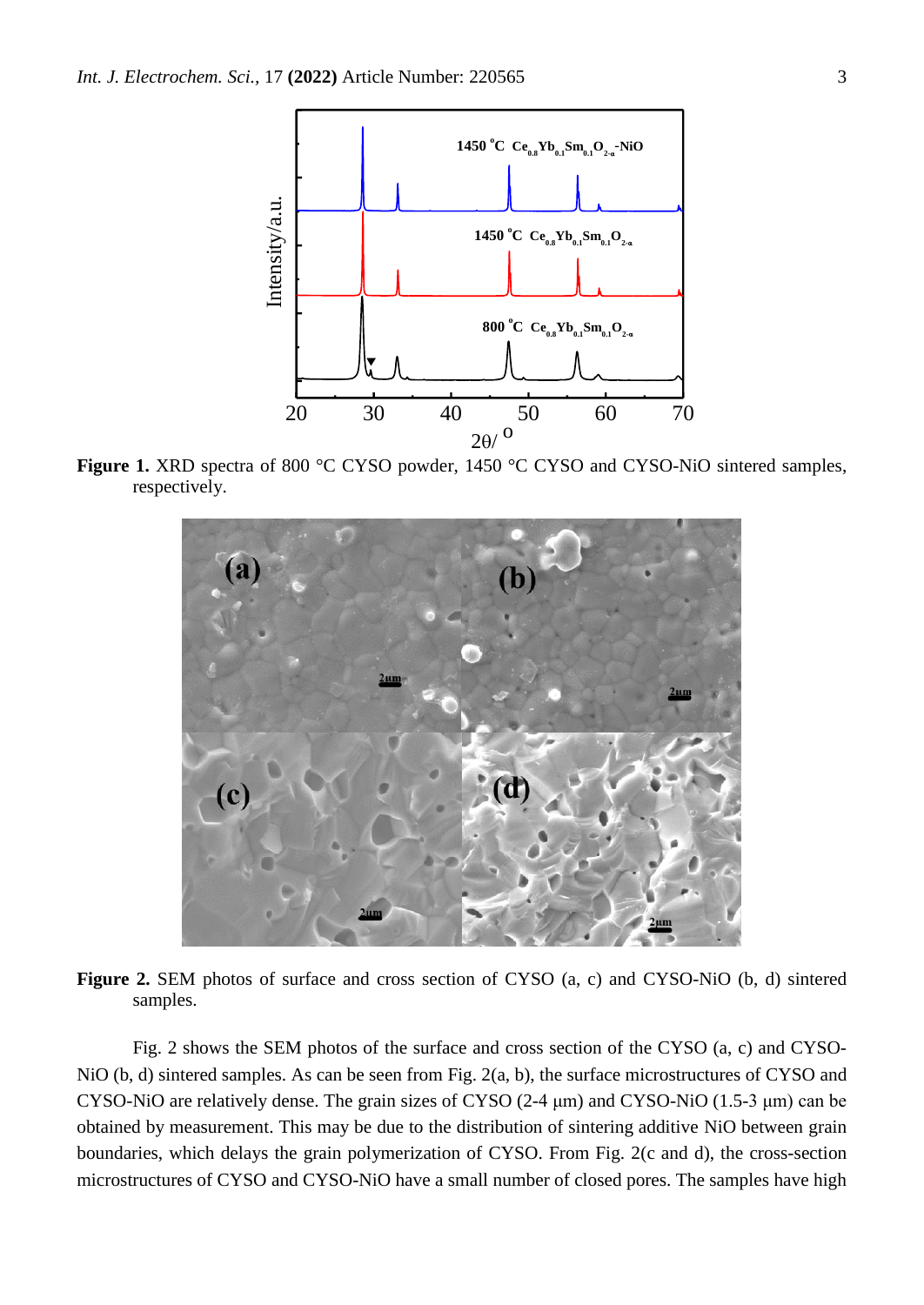**Figure 1.** XRD spectra of 800 °C CYSO powder, 1450 °C CYSO and CYSO-NiO sintered samples, respectively.

**Figure 2.** SEM photos of surface and cross section of CYSO (a, c) and CYSO-NiO (b, d) sintered samples.

Fig. 2 shows the SEM photos of the surface and cross section of the CYSO (a, c) and CYSO-NiO (b, d) sintered samples. As can be seen from Fig. 2(a, b), the surface microstructures of CYSO and CYSO-NiO are relatively dense. The grain sizes of CYSO (2-4 μm) and CYSO-NiO (1.5-3 μm) can be obtained by measurement. This may be due to the distribution of sintering additive NiO between grain boundaries, which delays the grain polymerization of CYSO. From Fig. 2(c and d), the cross-section microstructures of CYSO and CYSO-NiO have a small number of closed pores. The samples have high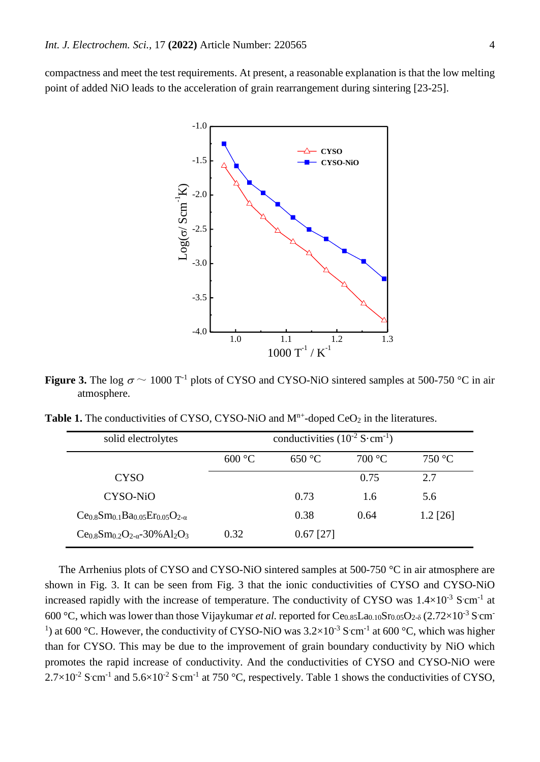compactness and meet the test requirements. At present, a reasonable explanation is that the low melting point of added NiO leads to the acceleration of grain rearrangement during sintering [23-25].

**Figure 3.** The log $\sigma \sim$ 1000 $T^{-1}$ plots of CYSO and CYSO-NiO sintered samples at 500-750 °C in air atmosphere.

**Table 1.** The conductivities of CYSO, CYSO-NiO and $M^{n+}$-doped $CeO_2$ in the literatures.

| solid electrolytes | conductivities ($10^{-2}$ $S\cdot cm^{-1}$) | | | |
|---|---|---|---|---|
| | 600 °C | 650 °C | 700 °C | 750 °C |
| CYSO | | | 0.75 | 2.7 |
| CYSO-NiO | | 0.73 | 1.6 | 5.6 |
| $Ce_{0.8}Sm_{0.1}Ba_{0.05}Er_{0.05}O_{2-\alpha}$ | | 0.38 | 0.64 | 1.2 [26] |
| $Ce_{0.8}Sm_{0.2}O_{2-\alpha}$-30%$Al_2O_3$ | 0.32 | 0.67 [27] | | |

The Arrhenius plots of CYSO and CYSO-NiO sintered samples at 500-750 °C in air atmosphere are shown in Fig. 3. It can be seen from Fig. 3 that the ionic conductivities of CYSO and CYSO-NiO increased rapidly with the increase of temperature. The conductivity of CYSO was $1.4\times10^{-3}$ $S\cdot cm^{-1}$ at 600 °C, which was lower than those Vijaykumar *et al.* reported for $Ce_{0.85}La_{0.10}Sr_{0.05}O_{2-\delta}$ ($2.72\times10^{-3}$ $S\cdot cm^{-1}$) at 600 °C. However, the conductivity of CYSO-NiO was $3.2\times10^{-3}$ $S\cdot cm^{-1}$ at 600 °C, which was higher than for CYSO. This may be due to the improvement of grain boundary conductivity by NiO which promotes the rapid increase of conductivity. And the conductivities of CYSO and CYSO-NiO were $2.7\times10^{-2}$ $S\cdot cm^{-1}$ and $5.6\times10^{-2}$ $S\cdot cm^{-1}$ at 750 °C, respectively. Table 1 shows the conductivities of CYSO,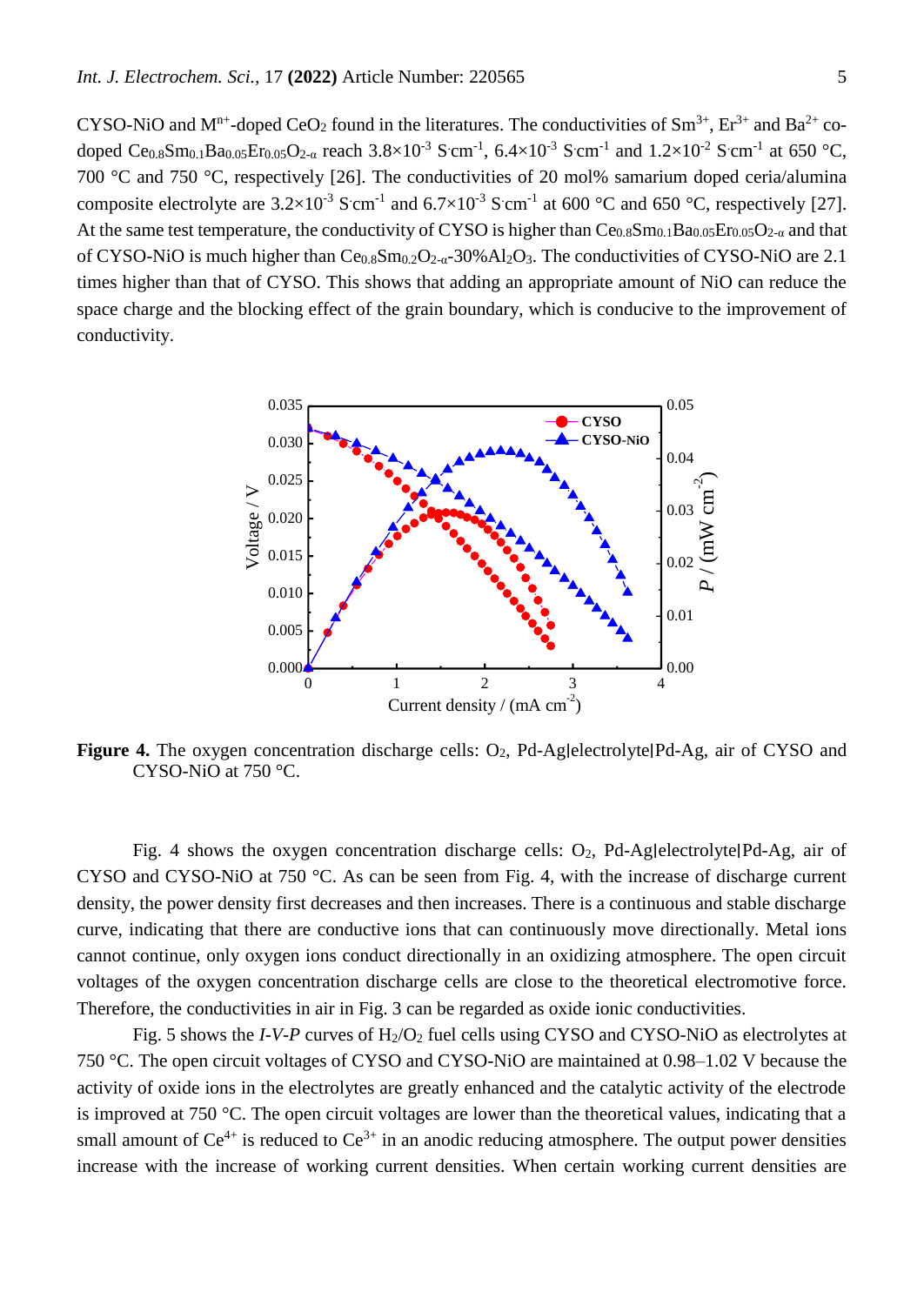CYSO-NiO and $M^{n+}$-doped $CeO_2$ found in the literatures. The conductivities of $Sm^{3+}$, $Er^{3+}$ and $Ba^{2+}$ co-doped $Ce_{0.8}Sm_{0.1}Ba_{0.05}Er_{0.05}O_{2-\alpha}$ reach $3.8\times10^{-3}$ S·cm$^{-1}$, $6.4\times10^{-3}$ S·cm$^{-1}$ and $1.2\times10^{-2}$ S·cm$^{-1}$ at 650 °C, 700 °C and 750 °C, respectively [26]. The conductivities of 20 mol% samarium doped ceria/alumina composite electrolyte are $3.2\times10^{-3}$ S·cm$^{-1}$ and $6.7\times10^{-3}$ S·cm$^{-1}$ at 600 °C and 650 °C, respectively [27]. At the same test temperature, the conductivity of CYSO is higher than $Ce_{0.8}Sm_{0.1}Ba_{0.05}Er_{0.05}O_{2-\alpha}$ and that of CYSO-NiO is much higher than $Ce_{0.8}Sm_{0.2}O_{2-\alpha}$-30%$Al_2O_3$. The conductivities of CYSO-NiO are 2.1 times higher than that of CYSO. This shows that adding an appropriate amount of NiO can reduce the space charge and the blocking effect of the grain boundary, which is conducive to the improvement of conductivity.

**Figure 4.** The oxygen concentration discharge cells: $O_2$, Pd-Ag|electrolyte|Pd-Ag, air of CYSO and CYSO-NiO at 750 °C.

Fig. 4 shows the oxygen concentration discharge cells: $O_2$, Pd-Ag|electrolyte|Pd-Ag, air of CYSO and CYSO-NiO at 750 °C. As can be seen from Fig. 4, with the increase of discharge current density, the power density first decreases and then increases. There is a continuous and stable discharge curve, indicating that there are conductive ions that can continuously move directionally. Metal ions cannot continue, only oxygen ions conduct directionally in an oxidizing atmosphere. The open circuit voltages of the oxygen concentration discharge cells are close to the theoretical electromotive force. Therefore, the conductivities in air in Fig. 3 can be regarded as oxide ionic conductivities.

Fig. 5 shows the *I-V-P* curves of $H_2/O_2$ fuel cells using CYSO and CYSO-NiO as electrolytes at 750 °C. The open circuit voltages of CYSO and CYSO-NiO are maintained at 0.98–1.02 V because the activity of oxide ions in the electrolytes are greatly enhanced and the catalytic activity of the electrode is improved at 750 °C. The open circuit voltages are lower than the theoretical values, indicating that a small amount of $Ce^{4+}$ is reduced to $Ce^{3+}$ in an anodic reducing atmosphere. The output power densities increase with the increase of working current densities. When certain working current densities are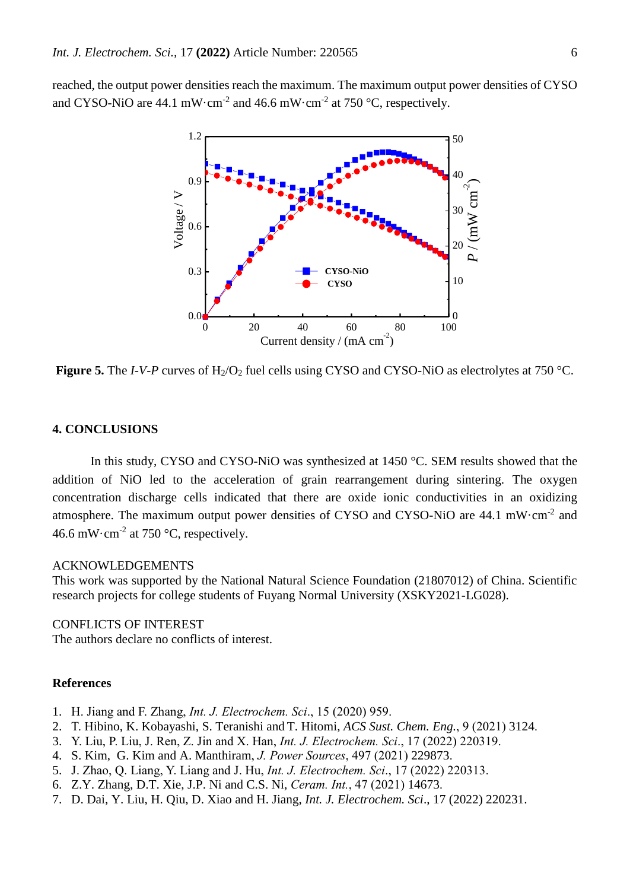reached, the output power densities reach the maximum. The maximum output power densities of CYSO and CYSO-NiO are 44.1 mW·cm$^{-2}$ and 46.6 mW·cm$^{-2}$ at 750 °C, respectively.

**Figure 5.** The *I-V-P* curves of $H_2/O_2$ fuel cells using CYSO and CYSO-NiO as electrolytes at 750 °C.

## 4. CONCLUSIONS

In this study, CYSO and CYSO-NiO was synthesized at 1450 °C. SEM results showed that the addition of NiO led to the acceleration of grain rearrangement during sintering. The oxygen concentration discharge cells indicated that there are oxide ionic conductivities in an oxidizing atmosphere. The maximum output power densities of CYSO and CYSO-NiO are 44.1 mW·cm$^{-2}$ and 46.6 mW·cm$^{-2}$ at 750 °C, respectively.

ACKNOWLEDGEMENTS

This work was supported by the National Natural Science Foundation (21807012) of China. Scientific research projects for college students of Fuyang Normal University (XSKY2021-LG028).

CONFLICTS OF INTEREST

The authors declare no conflicts of interest.

## References

1. H. Jiang and F. Zhang, *Int. J. Electrochem. Sci*., 15 (2020) 959.
2. T. Hibino, K. Kobayashi, S. Teranishi and T. Hitomi, *ACS Sust. Chem. Eng.*, 9 (2021) 3124.
3. Y. Liu, P. Liu, J. Ren, Z. Jin and X. Han, *Int. J. Electrochem. Sci*., 17 (2022) 220319.
4. S. Kim, G. Kim and A. Manthiram, *J. Power Sources*, 497 (2021) 229873.
5. J. Zhao, Q. Liang, Y. Liang and J. Hu, *Int. J. Electrochem. Sci*., 17 (2022) 220313.
6. Z.Y. Zhang, D.T. Xie, J.P. Ni and C.S. Ni, *Ceram. Int.*, 47 (2021) 14673.
7. D. Dai, Y. Liu, H. Qiu, D. Xiao and H. Jiang, *Int. J. Electrochem. Sci*., 17 (2022) 220231.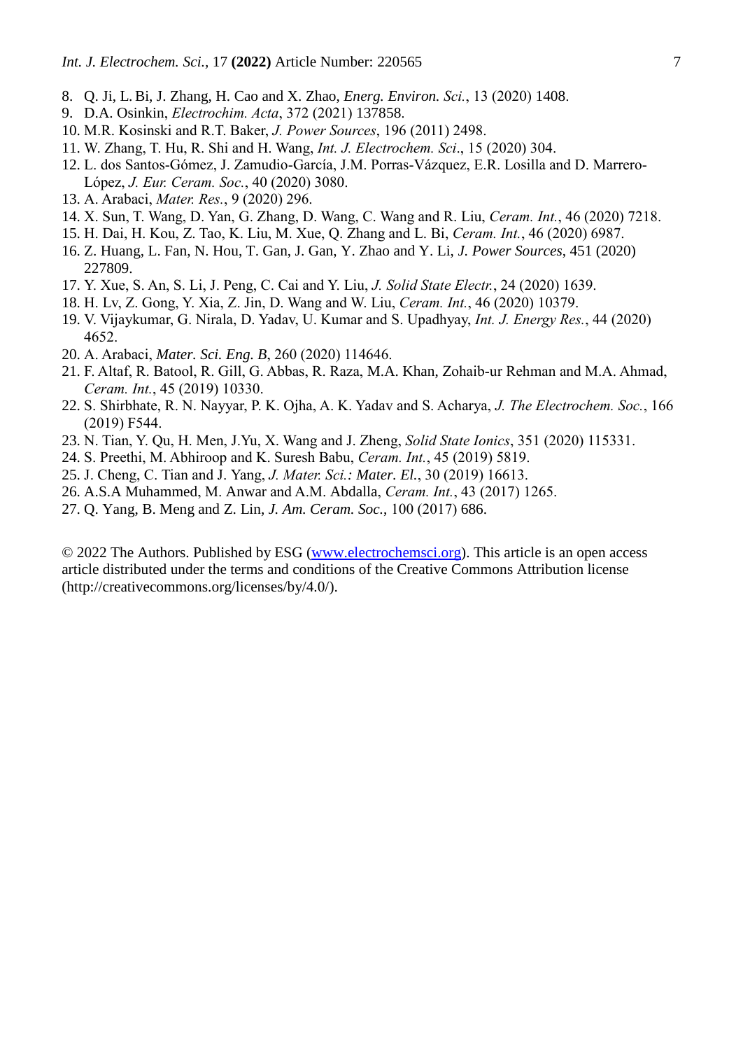8. Q. Ji, L. Bi, J. Zhang, H. Cao and X. Zhao, *Energ. Environ. Sci.*, 13 (2020) 1408.
9. D.A. Osinkin, *Electrochim. Acta*, 372 (2021) 137858.
10. M.R. Kosinski and R.T. Baker, *J. Power Sources*, 196 (2011) 2498.
11. W. Zhang, T. Hu, R. Shi and H. Wang, *Int. J. Electrochem. Sci*., 15 (2020) 304.
12. L. dos Santos-Gómez, J. Zamudio-García, J.M. Porras-Vázquez, E.R. Losilla and D. Marrero-López, *J. Eur. Ceram. Soc.*, 40 (2020) 3080.
13. A. Arabaci, *Mater. Res.*, 9 (2020) 296.
14. X. Sun, T. Wang, D. Yan, G. Zhang, D. Wang, C. Wang and R. Liu, *Ceram. Int.*, 46 (2020) 7218.
15. H. Dai, H. Kou, Z. Tao, K. Liu, M. Xue, Q. Zhang and L. Bi, *Ceram. Int.*, 46 (2020) 6987.
16. Z. Huang, L. Fan, N. Hou, T. Gan, J. Gan, Y. Zhao and Y. Li, *J. Power Sources*, 451 (2020) 227809.
17. Y. Xue, S. An, S. Li, J. Peng, C. Cai and Y. Liu, *J. Solid State Electr.*, 24 (2020) 1639.
18. H. Lv, Z. Gong, Y. Xia, Z. Jin, D. Wang and W. Liu, *Ceram. Int.*, 46 (2020) 10379.
19. V. Vijaykumar, G. Nirala, D. Yadav, U. Kumar and S. Upadhyay, *Int. J. Energy Res.*, 44 (2020) 4652.
20. A. Arabaci, *Mater. Sci. Eng. B*, 260 (2020) 114646.
21. F. Altaf, R. Batool, R. Gill, G. Abbas, R. Raza, M.A. Khan, Zohaib-ur Rehman and M.A. Ahmad, *Ceram. Int.*, 45 (2019) 10330.
22. S. Shirbhate, R. N. Nayyar, P. K. Ojha, A. K. Yadav and S. Acharya, *J. The Electrochem. Soc.*, 166 (2019) F544.
23. N. Tian, Y. Qu, H. Men, J.Yu, X. Wang and J. Zheng, *Solid State Ionics*, 351 (2020) 115331.
24. S. Preethi, M. Abhiroop and K. Suresh Babu, *Ceram. Int.*, 45 (2019) 5819.
25. J. Cheng, C. Tian and J. Yang, *J. Mater. Sci.: Mater. El.*, 30 (2019) 16613.
26. A.S.A Muhammed, M. Anwar and A.M. Abdalla, *Ceram. Int.*, 43 (2017) 1265.
27. Q. Yang, B. Meng and Z. Lin, *J. Am. Ceram. Soc.*, 100 (2017) 686.

© 2022 The Authors. Published by ESG (www.electrochemsci.org). This article is an open access article distributed under the terms and conditions of the Creative Commons Attribution license (http://creativecommons.org/licenses/by/4.0/).